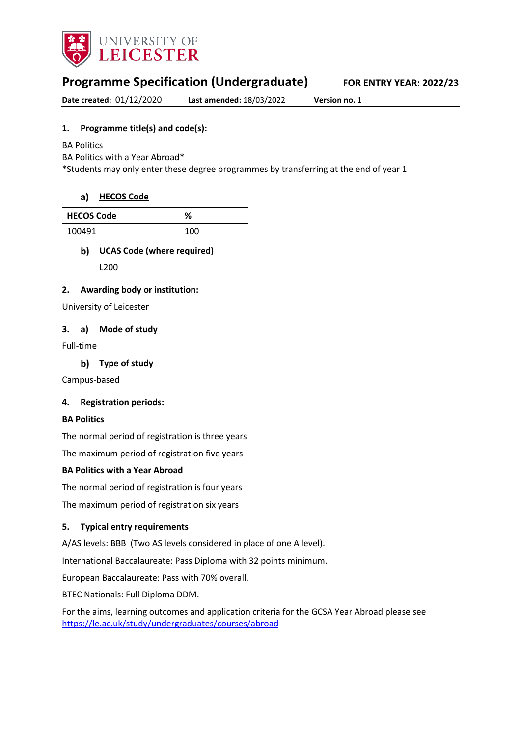UNIVERSITY OF LEICESTER

# Programme Specification (Undergraduate)

**FOR ENTRY YEAR: 2022/23**

**Date created:** 01/12/2020 **Last amended:** 18/03/2022 **Version no.** 1

## 1. Programme title(s) and code(s):

BA Politics
BA Politics with a Year Abroad*
*Students may only enter these degree programmes by transferring at the end of year 1

### a) HECOS Code

| HECOS Code | % |
|---|---|
| 100491 | 100 |

### b) UCAS Code (where required)

L200

## 2. Awarding body or institution:

University of Leicester

## 3. a) Mode of study

Full-time

### b) Type of study

Campus-based

## 4. Registration periods:

**BA Politics**

The normal period of registration is three years

The maximum period of registration five years

**BA Politics with a Year Abroad**

The normal period of registration is four years

The maximum period of registration six years

## 5. Typical entry requirements

A/AS levels: BBB (Two AS levels considered in place of one A level).

International Baccalaureate: Pass Diploma with 32 points minimum.

European Baccalaureate: Pass with 70% overall.

BTEC Nationals: Full Diploma DDM.

For the aims, learning outcomes and application criteria for the GCSA Year Abroad please see https://le.ac.uk/study/undergraduates/courses/abroad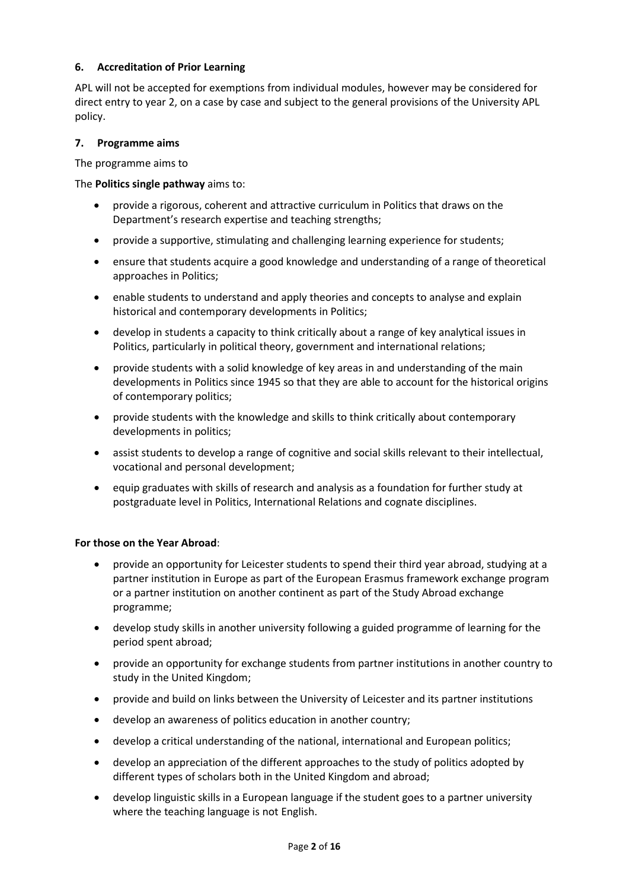### 6. Accreditation of Prior Learning

APL will not be accepted for exemptions from individual modules, however may be considered for direct entry to year 2, on a case by case and subject to the general provisions of the University APL policy.

### 7. Programme aims

The programme aims to

The **Politics single pathway** aims to:

- provide a rigorous, coherent and attractive curriculum in Politics that draws on the Department's research expertise and teaching strengths;
- provide a supportive, stimulating and challenging learning experience for students;
- ensure that students acquire a good knowledge and understanding of a range of theoretical approaches in Politics;
- enable students to understand and apply theories and concepts to analyse and explain historical and contemporary developments in Politics;
- develop in students a capacity to think critically about a range of key analytical issues in Politics, particularly in political theory, government and international relations;
- provide students with a solid knowledge of key areas in and understanding of the main developments in Politics since 1945 so that they are able to account for the historical origins of contemporary politics;
- provide students with the knowledge and skills to think critically about contemporary developments in politics;
- assist students to develop a range of cognitive and social skills relevant to their intellectual, vocational and personal development;
- equip graduates with skills of research and analysis as a foundation for further study at postgraduate level in Politics, International Relations and cognate disciplines.

**For those on the Year Abroad**:

- provide an opportunity for Leicester students to spend their third year abroad, studying at a partner institution in Europe as part of the European Erasmus framework exchange program or a partner institution on another continent as part of the Study Abroad exchange programme;
- develop study skills in another university following a guided programme of learning for the period spent abroad;
- provide an opportunity for exchange students from partner institutions in another country to study in the United Kingdom;
- provide and build on links between the University of Leicester and its partner institutions
- develop an awareness of politics education in another country;
- develop a critical understanding of the national, international and European politics;
- develop an appreciation of the different approaches to the study of politics adopted by different types of scholars both in the United Kingdom and abroad;
- develop linguistic skills in a European language if the student goes to a partner university where the teaching language is not English.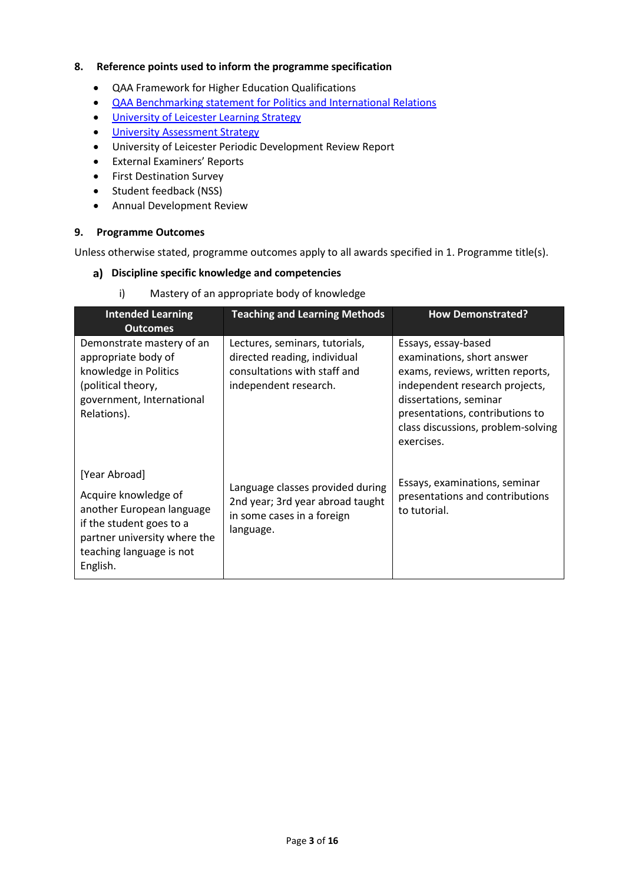### 8. Reference points used to inform the programme specification

- QAA Framework for Higher Education Qualifications
- [QAA Benchmarking statement for Politics and International Relations]
- [University of Leicester Learning Strategy]
- [University Assessment Strategy]
- University of Leicester Periodic Development Review Report
- External Examiners' Reports
- First Destination Survey
- Student feedback (NSS)
- Annual Development Review

### 9. Programme Outcomes

Unless otherwise stated, programme outcomes apply to all awards specified in 1. Programme title(s).

#### a) Discipline specific knowledge and competencies

i) Mastery of an appropriate body of knowledge

| Intended Learning Outcomes | Teaching and Learning Methods | How Demonstrated? |
|---|---|---|
| Demonstrate mastery of an appropriate body of knowledge in Politics (political theory, government, International Relations). | Lectures, seminars, tutorials, directed reading, individual consultations with staff and independent research. | Essays, essay-based examinations, short answer exams, reviews, written reports, independent research projects, dissertations, seminar presentations, contributions to class discussions, problem-solving exercises. |
| [Year Abroad] Acquire knowledge of another European language if the student goes to a partner university where the teaching language is not English. | Language classes provided during 2nd year; 3rd year abroad taught in some cases in a foreign language. | Essays, examinations, seminar presentations and contributions to tutorial. |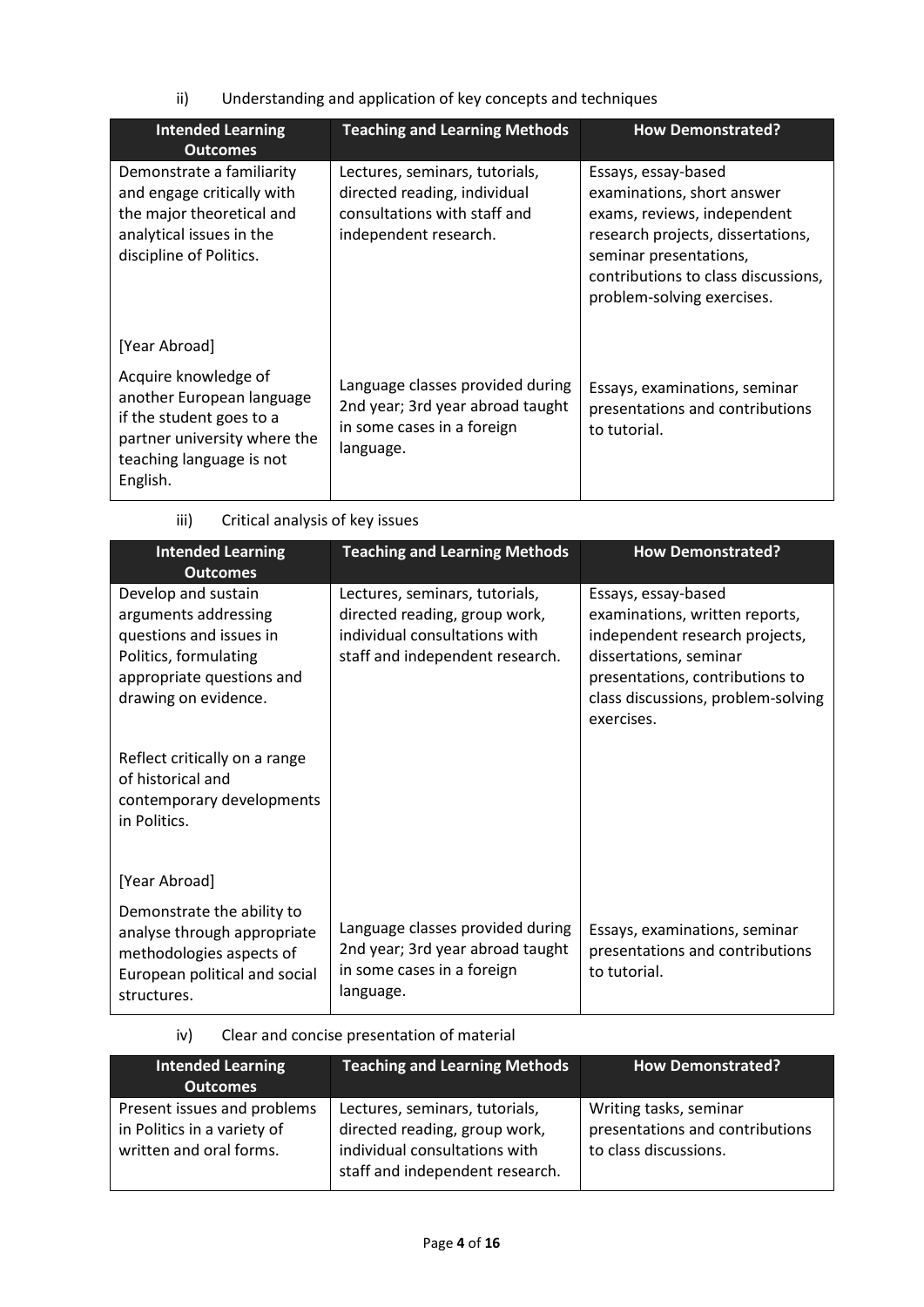ii) Understanding and application of key concepts and techniques

| Intended Learning Outcomes | Teaching and Learning Methods | How Demonstrated? |
| --- | --- | --- |
| Demonstrate a familiarity and engage critically with the major theoretical and analytical issues in the discipline of Politics. | Lectures, seminars, tutorials, directed reading, individual consultations with staff and independent research. | Essays, essay-based examinations, short answer exams, reviews, independent research projects, dissertations, seminar presentations, contributions to class discussions, problem-solving exercises. |
| [Year Abroad] | | |
| Acquire knowledge of another European language if the student goes to a partner university where the teaching language is not English. | Language classes provided during 2nd year; 3rd year abroad taught in some cases in a foreign language. | Essays, examinations, seminar presentations and contributions to tutorial. |

iii) Critical analysis of key issues

| Intended Learning Outcomes | Teaching and Learning Methods | How Demonstrated? |
| --- | --- | --- |
| Develop and sustain arguments addressing questions and issues in Politics, formulating appropriate questions and drawing on evidence.<br><br>Reflect critically on a range of historical and contemporary developments in Politics. | Lectures, seminars, tutorials, directed reading, group work, individual consultations with staff and independent research. | Essays, essay-based examinations, written reports, independent research projects, dissertations, seminar presentations, contributions to class discussions, problem-solving exercises. |
| [Year Abroad] | | |
| Demonstrate the ability to analyse through appropriate methodologies aspects of European political and social structures. | Language classes provided during 2nd year; 3rd year abroad taught in some cases in a foreign language. | Essays, examinations, seminar presentations and contributions to tutorial. |

iv) Clear and concise presentation of material

| Intended Learning Outcomes | Teaching and Learning Methods | How Demonstrated? |
| --- | --- | --- |
| Present issues and problems in Politics in a variety of written and oral forms. | Lectures, seminars, tutorials, directed reading, group work, individual consultations with staff and independent research. | Writing tasks, seminar presentations and contributions to class discussions. |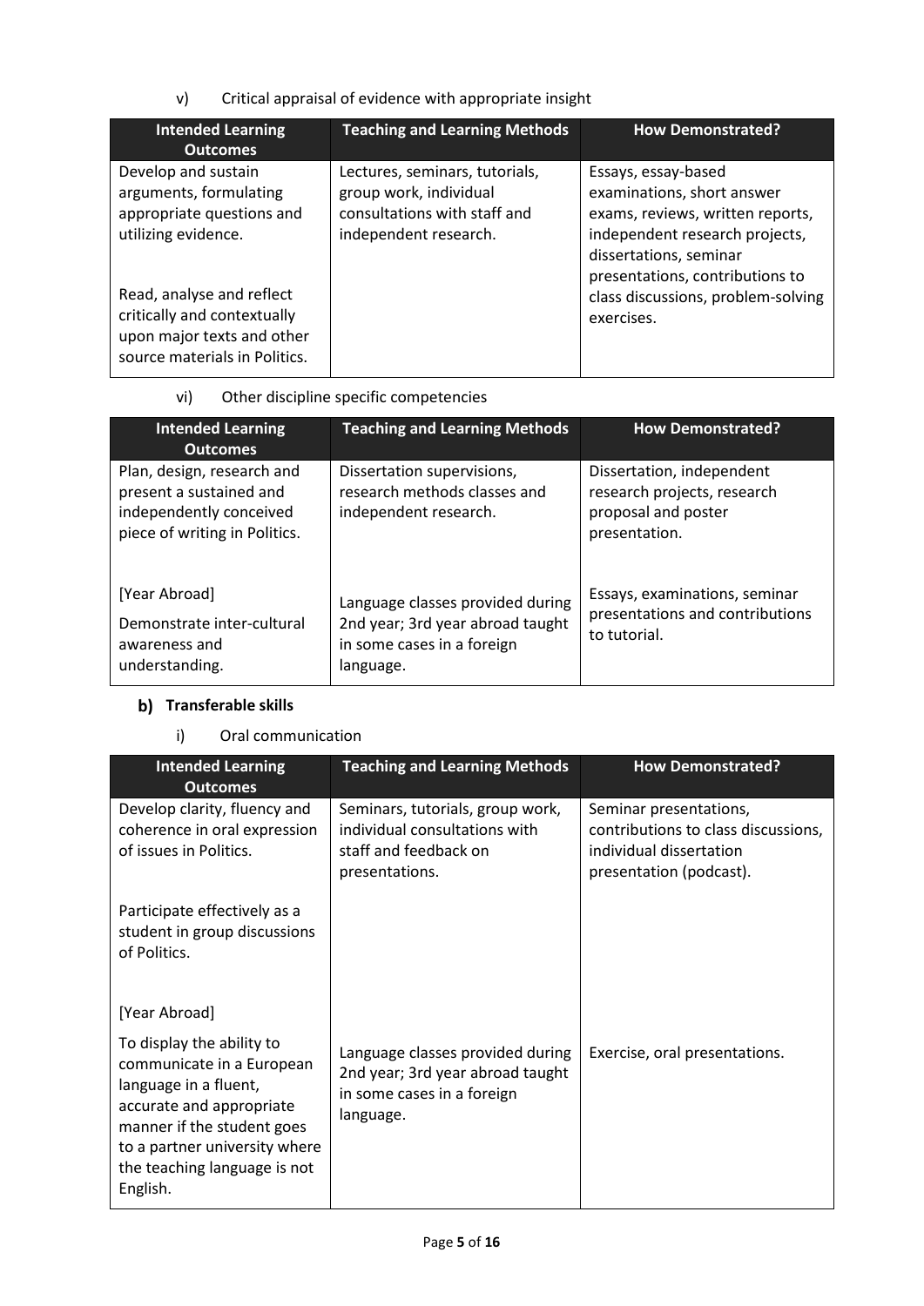v) Critical appraisal of evidence with appropriate insight

| Intended Learning Outcomes | Teaching and Learning Methods | How Demonstrated? |
|---|---|---|
| Develop and sustain arguments, formulating appropriate questions and utilizing evidence.<br><br>Read, analyse and reflect critically and contextually upon major texts and other source materials in Politics. | Lectures, seminars, tutorials, group work, individual consultations with staff and independent research. | Essays, essay-based examinations, short answer exams, reviews, written reports, independent research projects, dissertations, seminar presentations, contributions to class discussions, problem-solving exercises. |

vi) Other discipline specific competencies

| Intended Learning Outcomes | Teaching and Learning Methods | How Demonstrated? |
|---|---|---|
| Plan, design, research and present a sustained and independently conceived piece of writing in Politics. | Dissertation supervisions, research methods classes and independent research. | Dissertation, independent research projects, research proposal and poster presentation. |
| [Year Abroad]<br>Demonstrate inter-cultural awareness and understanding. | Language classes provided during 2nd year; 3rd year abroad taught in some cases in a foreign language. | Essays, examinations, seminar presentations and contributions to tutorial. |

## b) Transferable skills

i) Oral communication

| Intended Learning Outcomes | Teaching and Learning Methods | How Demonstrated? |
|---|---|---|
| Develop clarity, fluency and coherence in oral expression of issues in Politics.<br><br>Participate effectively as a student in group discussions of Politics. | Seminars, tutorials, group work, individual consultations with staff and feedback on presentations. | Seminar presentations, contributions to class discussions, individual dissertation presentation (podcast). |
| [Year Abroad]<br>To display the ability to communicate in a European language in a fluent, accurate and appropriate manner if the student goes to a partner university where the teaching language is not English. | Language classes provided during 2nd year; 3rd year abroad taught in some cases in a foreign language. | Exercise, oral presentations. |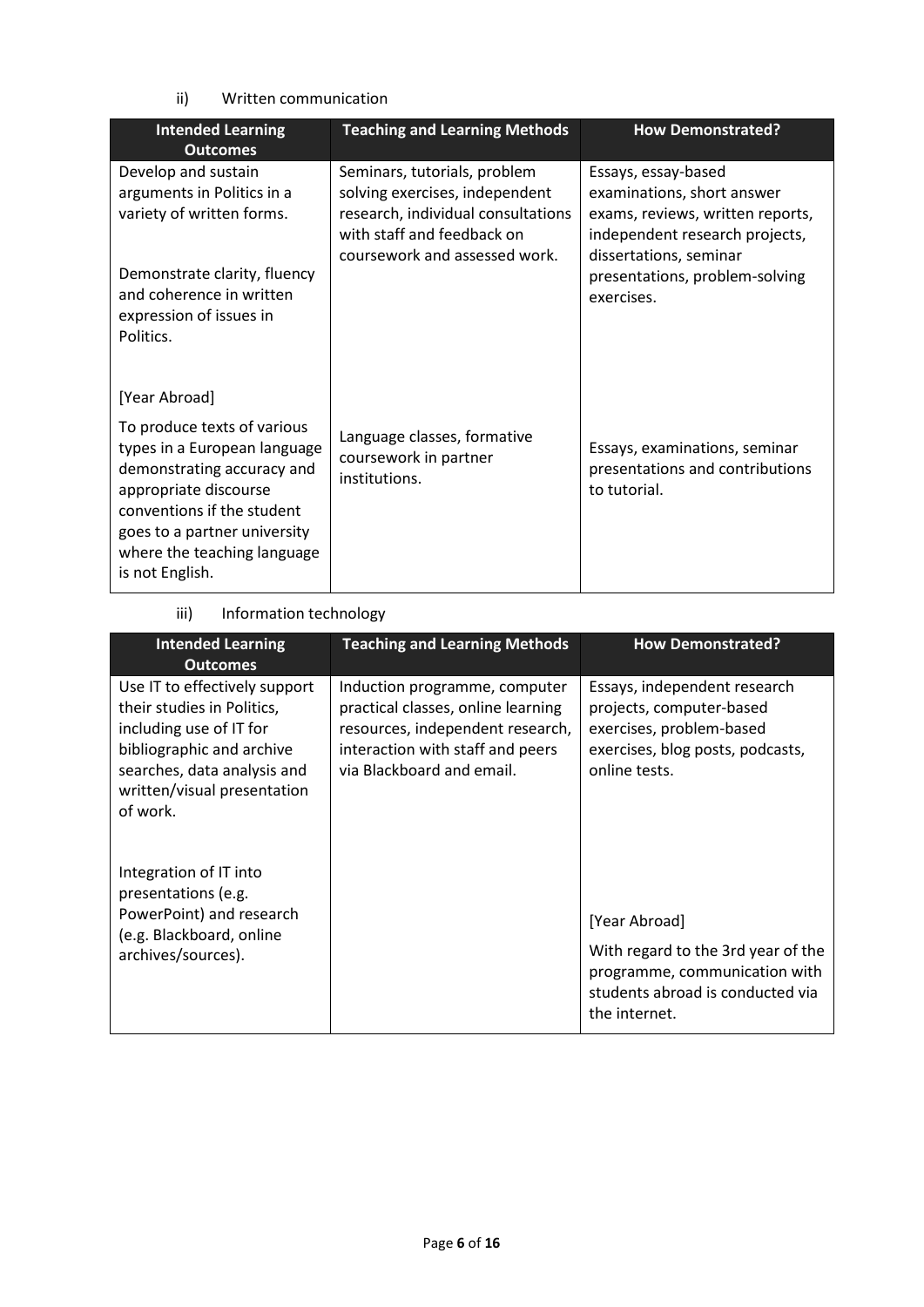ii) Written communication

| Intended Learning Outcomes | Teaching and Learning Methods | How Demonstrated? |
|---|---|---|
| Develop and sustain arguments in Politics in a variety of written forms.<br><br>Demonstrate clarity, fluency and coherence in written expression of issues in Politics. | Seminars, tutorials, problem solving exercises, independent research, individual consultations with staff and feedback on coursework and assessed work. | Essays, essay-based examinations, short answer exams, reviews, written reports, independent research projects, dissertations, seminar presentations, problem-solving exercises. |
| [Year Abroad]<br><br>To produce texts of various types in a European language demonstrating accuracy and appropriate discourse conventions if the student goes to a partner university where the teaching language is not English. | Language classes, formative coursework in partner institutions. | Essays, examinations, seminar presentations and contributions to tutorial. |

iii) Information technology

| Intended Learning Outcomes | Teaching and Learning Methods | How Demonstrated? |
|---|---|---|
| Use IT to effectively support their studies in Politics, including use of IT for bibliographic and archive searches, data analysis and written/visual presentation of work.<br><br>Integration of IT into presentations (e.g. PowerPoint) and research (e.g. Blackboard, online archives/sources). | Induction programme, computer practical classes, online learning resources, independent research, interaction with staff and peers via Blackboard and email. | Essays, independent research projects, computer-based exercises, problem-based exercises, blog posts, podcasts, online tests.<br><br>[Year Abroad]<br><br>With regard to the 3rd year of the programme, communication with students abroad is conducted via the internet. |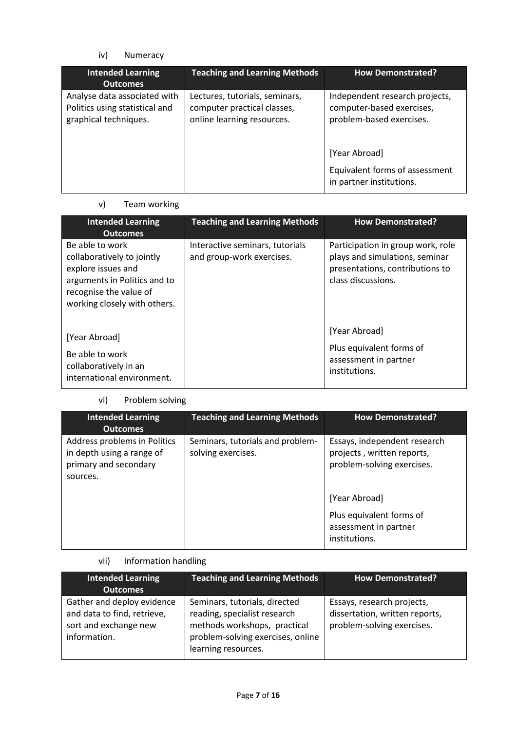iv) Numeracy

| Intended Learning Outcomes | Teaching and Learning Methods | How Demonstrated? |
|---|---|---|
| Analyse data associated with Politics using statistical and graphical techniques. | Lectures, tutorials, seminars, computer practical classes, online learning resources. | Independent research projects, computer-based exercises, problem-based exercises.<br><br>[Year Abroad]<br><br>Equivalent forms of assessment in partner institutions. |

v) Team working

| Intended Learning Outcomes | Teaching and Learning Methods | How Demonstrated? |
|---|---|---|
| Be able to work collaboratively to jointly explore issues and arguments in Politics and to recognise the value of working closely with others.<br><br>[Year Abroad]<br><br>Be able to work collaboratively in an international environment. | Interactive seminars, tutorials and group-work exercises. | Participation in group work, role plays and simulations, seminar presentations, contributions to class discussions.<br><br>[Year Abroad]<br><br>Plus equivalent forms of assessment in partner institutions. |

vi) Problem solving

| Intended Learning Outcomes | Teaching and Learning Methods | How Demonstrated? |
|---|---|---|
| Address problems in Politics in depth using a range of primary and secondary sources. | Seminars, tutorials and problem-solving exercises. | Essays, independent research projects , written reports, problem-solving exercises.<br><br>[Year Abroad]<br><br>Plus equivalent forms of assessment in partner institutions. |

vii) Information handling

| Intended Learning Outcomes | Teaching and Learning Methods | How Demonstrated? |
|---|---|---|
| Gather and deploy evidence and data to find, retrieve, sort and exchange new information. | Seminars, tutorials, directed reading, specialist research methods workshops, practical problem-solving exercises, online learning resources. | Essays, research projects, dissertation, written reports, problem-solving exercises. |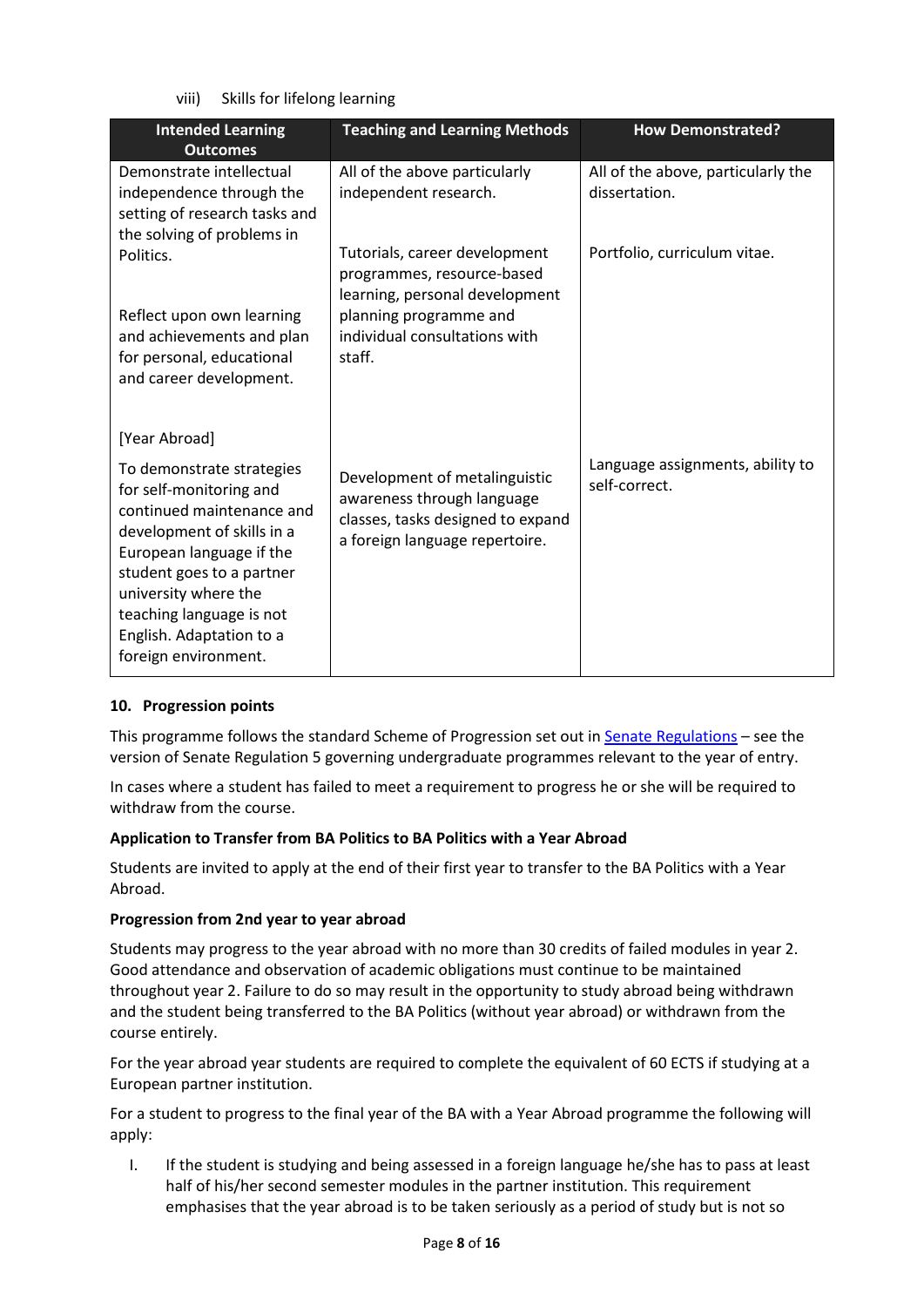viii) Skills for lifelong learning

| Intended Learning Outcomes | Teaching and Learning Methods | How Demonstrated? |
|---|---|---|
| Demonstrate intellectual independence through the setting of research tasks and the solving of problems in Politics. | All of the above particularly independent research. | All of the above, particularly the dissertation. |
| Reflect upon own learning and achievements and plan for personal, educational and career development. | Tutorials, career development programmes, resource-based learning, personal development planning programme and individual consultations with staff. | Portfolio, curriculum vitae. |
| [Year Abroad] To demonstrate strategies for self-monitoring and continued maintenance and development of skills in a European language if the student goes to a partner university where the teaching language is not English. Adaptation to a foreign environment. | Development of metalinguistic awareness through language classes, tasks designed to expand a foreign language repertoire. | Language assignments, ability to self-correct. |

### 10. Progression points

This programme follows the standard Scheme of Progression set out in Senate Regulations – see the version of Senate Regulation 5 governing undergraduate programmes relevant to the year of entry.

In cases where a student has failed to meet a requirement to progress he or she will be required to withdraw from the course.

**Application to Transfer from BA Politics to BA Politics with a Year Abroad**

Students are invited to apply at the end of their first year to transfer to the BA Politics with a Year Abroad.

**Progression from 2nd year to year abroad**

Students may progress to the year abroad with no more than 30 credits of failed modules in year 2. Good attendance and observation of academic obligations must continue to be maintained throughout year 2. Failure to do so may result in the opportunity to study abroad being withdrawn and the student being transferred to the BA Politics (without year abroad) or withdrawn from the course entirely.

For the year abroad year students are required to complete the equivalent of 60 ECTS if studying at a European partner institution.

For a student to progress to the final year of the BA with a Year Abroad programme the following will apply:

I. If the student is studying and being assessed in a foreign language he/she has to pass at least half of his/her second semester modules in the partner institution. This requirement emphasises that the year abroad is to be taken seriously as a period of study but is not so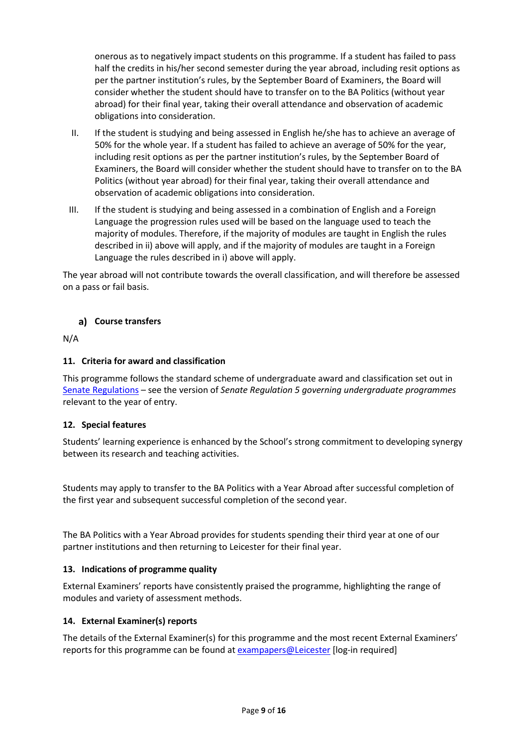onerous as to negatively impact students on this programme. If a student has failed to pass half the credits in his/her second semester during the year abroad, including resit options as per the partner institution's rules, by the September Board of Examiners, the Board will consider whether the student should have to transfer on to the BA Politics (without year abroad) for their final year, taking their overall attendance and observation of academic obligations into consideration.

II. If the student is studying and being assessed in English he/she has to achieve an average of 50% for the whole year. If a student has failed to achieve an average of 50% for the year, including resit options as per the partner institution's rules, by the September Board of Examiners, the Board will consider whether the student should have to transfer on to the BA Politics (without year abroad) for their final year, taking their overall attendance and observation of academic obligations into consideration.

III. If the student is studying and being assessed in a combination of English and a Foreign Language the progression rules used will be based on the language used to teach the majority of modules. Therefore, if the majority of modules are taught in English the rules described in ii) above will apply, and if the majority of modules are taught in a Foreign Language the rules described in i) above will apply.

The year abroad will not contribute towards the overall classification, and will therefore be assessed on a pass or fail basis.

### a) Course transfers

N/A

### 11. Criteria for award and classification

This programme follows the standard scheme of undergraduate award and classification set out in Senate Regulations – see the version of *Senate Regulation 5 governing undergraduate programmes* relevant to the year of entry.

### 12. Special features

Students' learning experience is enhanced by the School's strong commitment to developing synergy between its research and teaching activities.

Students may apply to transfer to the BA Politics with a Year Abroad after successful completion of the first year and subsequent successful completion of the second year.

The BA Politics with a Year Abroad provides for students spending their third year at one of our partner institutions and then returning to Leicester for their final year.

### 13. Indications of programme quality

External Examiners' reports have consistently praised the programme, highlighting the range of modules and variety of assessment methods.

### 14. External Examiner(s) reports

The details of the External Examiner(s) for this programme and the most recent External Examiners' reports for this programme can be found at exampapers@Leicester [log-in required]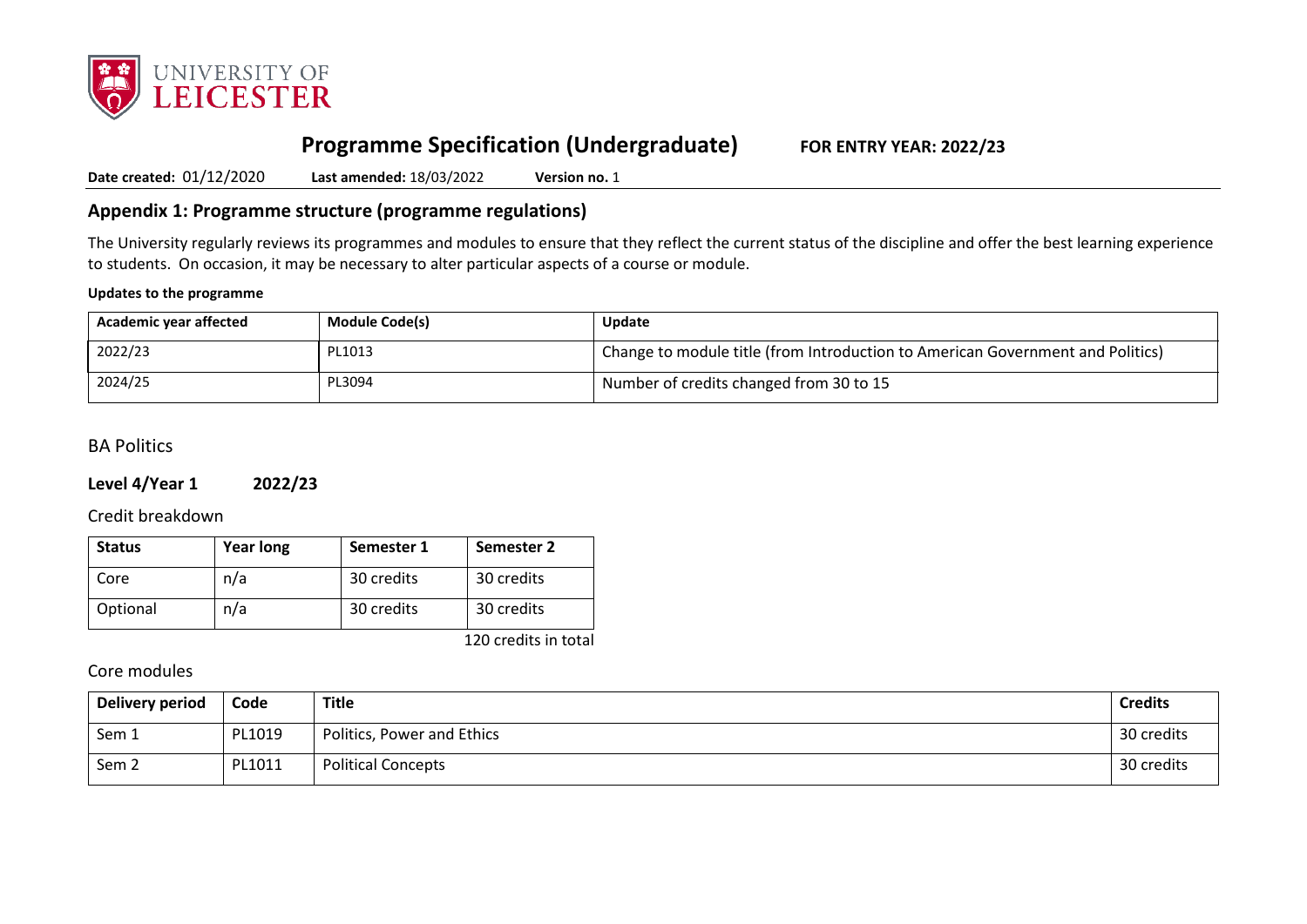# Programme Specification (Undergraduate) FOR ENTRY YEAR: 2022/23

**Date created:** 01/12/2020 **Last amended:** 18/03/2022 **Version no.** 1

## Appendix 1: Programme structure (programme regulations)

The University regularly reviews its programmes and modules to ensure that they reflect the current status of the discipline and offer the best learning experience to students. On occasion, it may be necessary to alter particular aspects of a course or module.

**Updates to the programme**

| Academic year affected | Module Code(s) | Update |
|---|---|---|
| 2022/23 | PL1013 | Change to module title (from Introduction to American Government and Politics) |
| 2024/25 | PL3094 | Number of credits changed from 30 to 15 |

## BA Politics

### Level 4/Year 1 2022/23

Credit breakdown

| Status | Year long | Semester 1 | Semester 2 |
|---|---|---|---|
| Core | n/a | 30 credits | 30 credits |
| Optional | n/a | 30 credits | 30 credits |

120 credits in total

Core modules

| Delivery period | Code | Title | Credits |
|---|---|---|---|
| Sem 1 | PL1019 | Politics, Power and Ethics | 30 credits |
| Sem 2 | PL1011 | Political Concepts | 30 credits |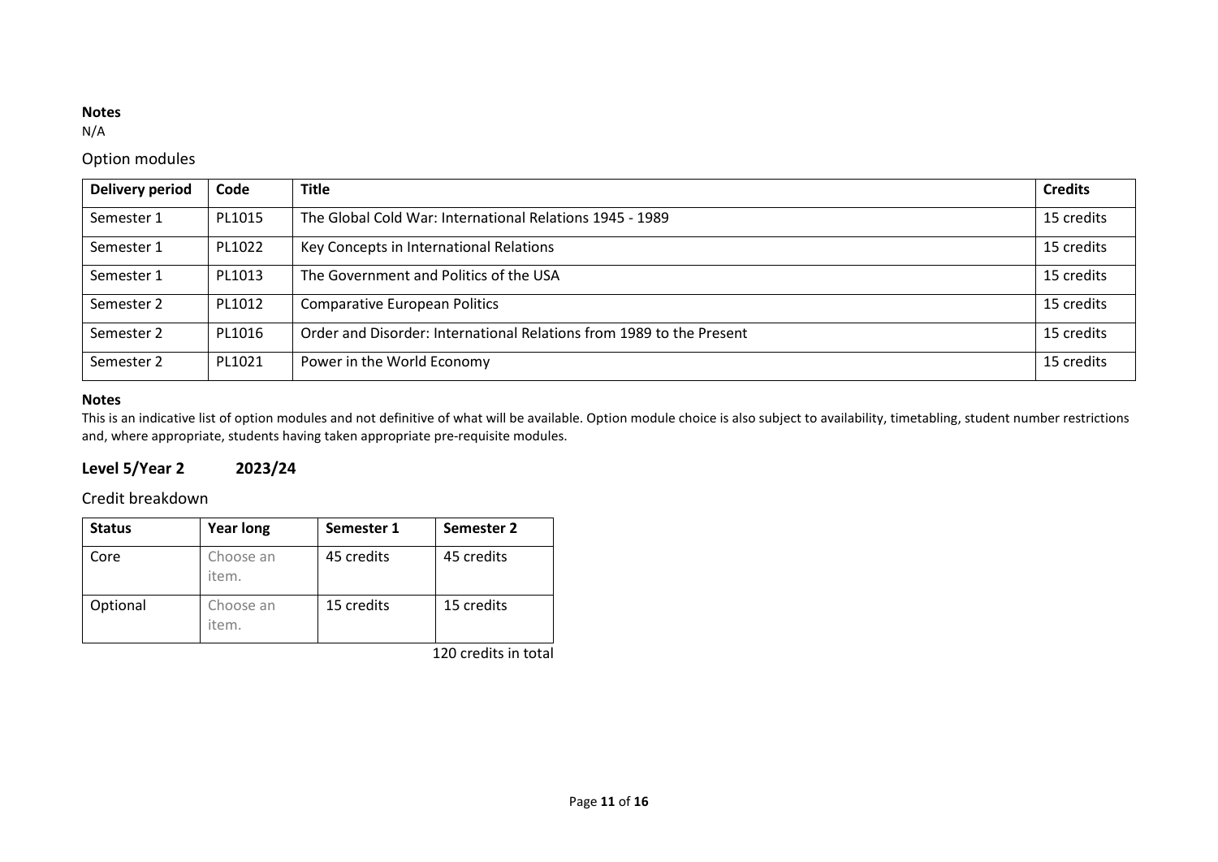**Notes**

N/A

### Option modules

| Delivery period | Code | Title | Credits |
| --- | --- | --- | --- |
| Semester 1 | PL1015 | The Global Cold War: International Relations 1945 - 1989 | 15 credits |
| Semester 1 | PL1022 | Key Concepts in International Relations | 15 credits |
| Semester 1 | PL1013 | The Government and Politics of the USA | 15 credits |
| Semester 2 | PL1012 | Comparative European Politics | 15 credits |
| Semester 2 | PL1016 | Order and Disorder: International Relations from 1989 to the Present | 15 credits |
| Semester 2 | PL1021 | Power in the World Economy | 15 credits |

**Notes**

This is an indicative list of option modules and not definitive of what will be available. Option module choice is also subject to availability, timetabling, student number restrictions and, where appropriate, students having taken appropriate pre-requisite modules.

## Level 5/Year 2 2023/24

### Credit breakdown

| Status | Year long | Semester 1 | Semester 2 |
| --- | --- | --- | --- |
| Core | Choose an item. | 45 credits | 45 credits |
| Optional | Choose an item. | 15 credits | 15 credits |

120 credits in total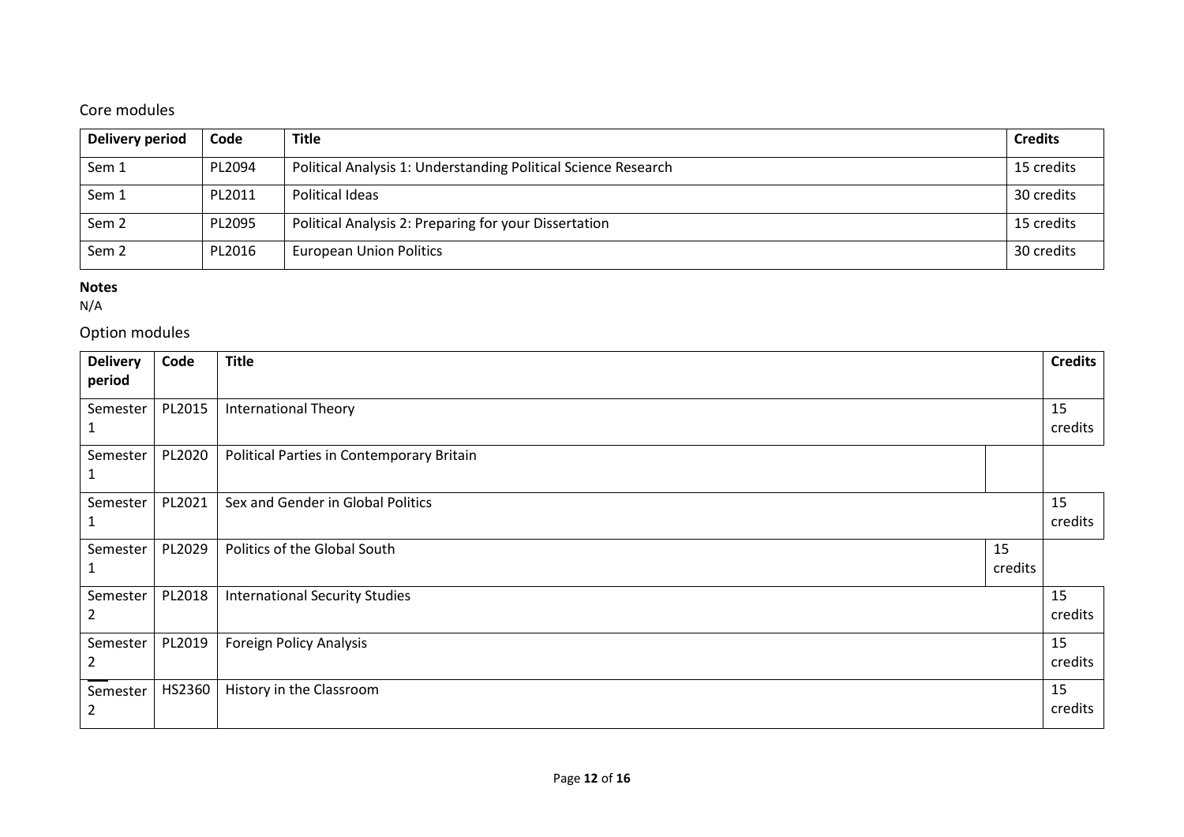## Core modules

| Delivery period | Code | Title | Credits |
|---|---|---|---|
| Sem 1 | PL2094 | Political Analysis 1: Understanding Political Science Research | 15 credits |
| Sem 1 | PL2011 | Political Ideas | 30 credits |
| Sem 2 | PL2095 | Political Analysis 2: Preparing for your Dissertation | 15 credits |
| Sem 2 | PL2016 | European Union Politics | 30 credits |

**Notes**

N/A

## Option modules

| Delivery period | Code | Title | Credits |
|---|---|---|---|
| Semester 1 | PL2015 | International Theory | 15 credits |
| Semester 1 | PL2020 | Political Parties in Contemporary Britain | |
| Semester 1 | PL2021 | Sex and Gender in Global Politics | 15 credits |
| Semester 1 | PL2029 | Politics of the Global South | 15 credits |
| Semester 2 | PL2018 | International Security Studies | 15 credits |
| Semester 2 | PL2019 | Foreign Policy Analysis | 15 credits |
| Semester 2 | HS2360 | History in the Classroom | 15 credits |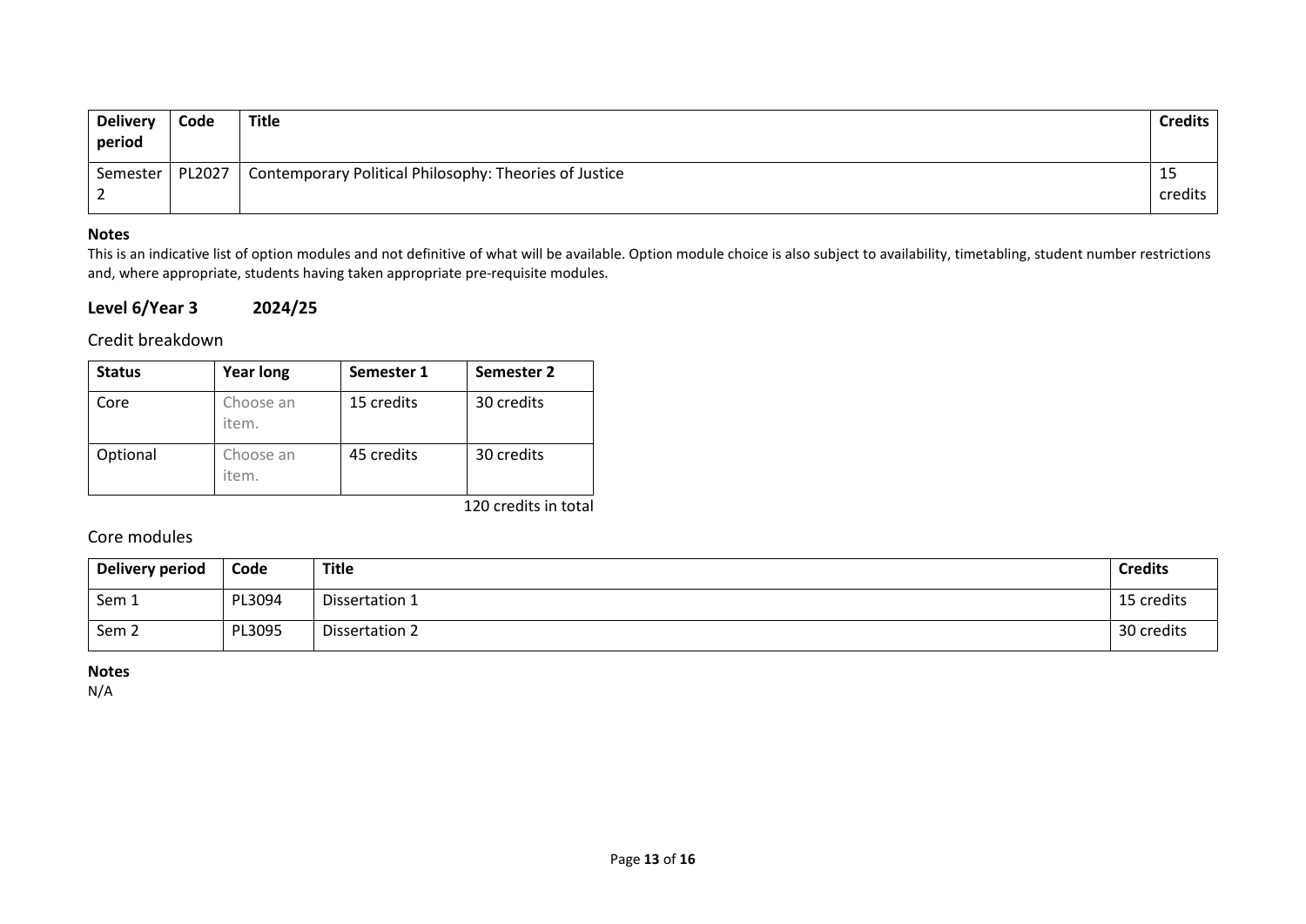| Delivery period | Code | Title | Credits |
|---|---|---|---|
| Semester 2 | PL2027 | Contemporary Political Philosophy: Theories of Justice | 15 credits |

**Notes**

This is an indicative list of option modules and not definitive of what will be available. Option module choice is also subject to availability, timetabling, student number restrictions and, where appropriate, students having taken appropriate pre-requisite modules.

## Level 6/Year 3 2024/25

### Credit breakdown

| Status | Year long | Semester 1 | Semester 2 |
|---|---|---|---|
| Core | Choose an item. | 15 credits | 30 credits |
| Optional | Choose an item. | 45 credits | 30 credits |

120 credits in total

### Core modules

| Delivery period | Code | Title | Credits |
|---|---|---|---|
| Sem 1 | PL3094 | Dissertation 1 | 15 credits |
| Sem 2 | PL3095 | Dissertation 2 | 30 credits |

**Notes**

N/A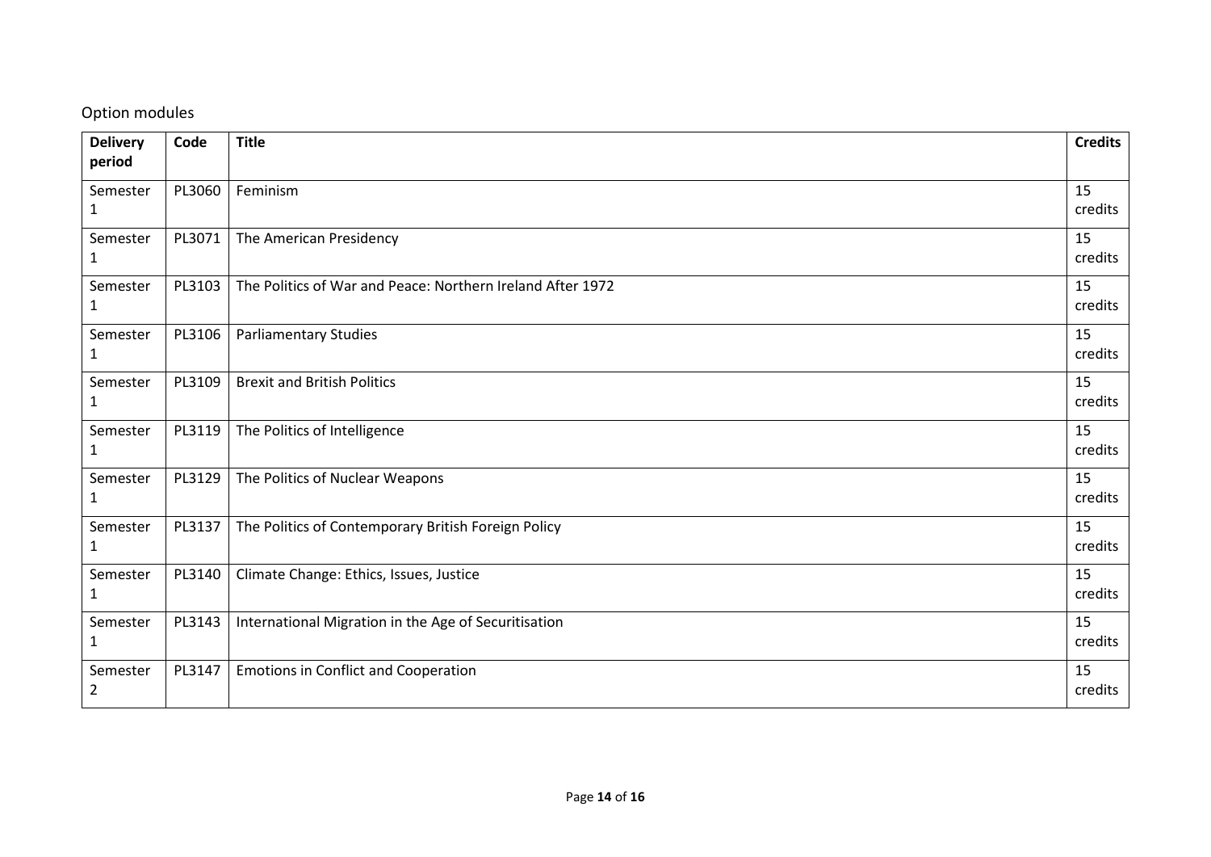Option modules

| Delivery period | Code | Title | Credits |
|---|---|---|---|
| Semester 1 | PL3060 | Feminism | 15 credits |
| Semester 1 | PL3071 | The American Presidency | 15 credits |
| Semester 1 | PL3103 | The Politics of War and Peace: Northern Ireland After 1972 | 15 credits |
| Semester 1 | PL3106 | Parliamentary Studies | 15 credits |
| Semester 1 | PL3109 | Brexit and British Politics | 15 credits |
| Semester 1 | PL3119 | The Politics of Intelligence | 15 credits |
| Semester 1 | PL3129 | The Politics of Nuclear Weapons | 15 credits |
| Semester 1 | PL3137 | The Politics of Contemporary British Foreign Policy | 15 credits |
| Semester 1 | PL3140 | Climate Change: Ethics, Issues, Justice | 15 credits |
| Semester 1 | PL3143 | International Migration in the Age of Securitisation | 15 credits |
| Semester 2 | PL3147 | Emotions in Conflict and Cooperation | 15 credits |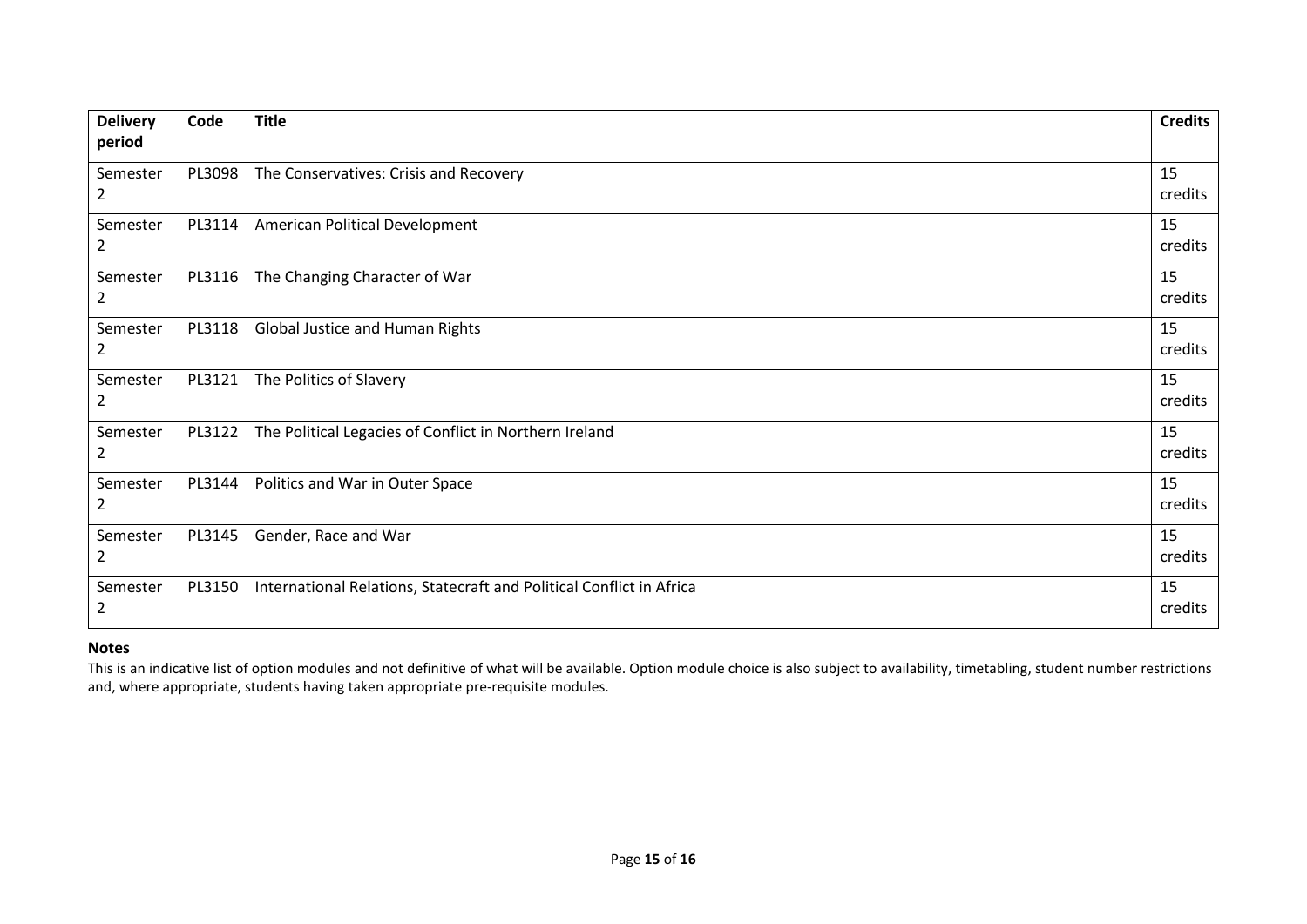| Delivery period | Code | Title | Credits |
| --- | --- | --- | --- |
| Semester 2 | PL3098 | The Conservatives: Crisis and Recovery | 15 credits |
| Semester 2 | PL3114 | American Political Development | 15 credits |
| Semester 2 | PL3116 | The Changing Character of War | 15 credits |
| Semester 2 | PL3118 | Global Justice and Human Rights | 15 credits |
| Semester 2 | PL3121 | The Politics of Slavery | 15 credits |
| Semester 2 | PL3122 | The Political Legacies of Conflict in Northern Ireland | 15 credits |
| Semester 2 | PL3144 | Politics and War in Outer Space | 15 credits |
| Semester 2 | PL3145 | Gender, Race and War | 15 credits |
| Semester 2 | PL3150 | International Relations, Statecraft and Political Conflict in Africa | 15 credits |

**Notes**

This is an indicative list of option modules and not definitive of what will be available. Option module choice is also subject to availability, timetabling, student number restrictions and, where appropriate, students having taken appropriate pre-requisite modules.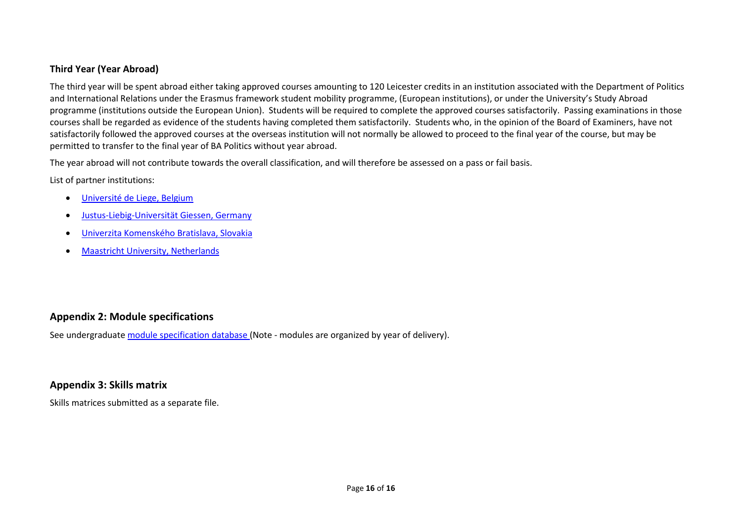### Third Year (Year Abroad)

The third year will be spent abroad either taking approved courses amounting to 120 Leicester credits in an institution associated with the Department of Politics and International Relations under the Erasmus framework student mobility programme, (European institutions), or under the University's Study Abroad programme (institutions outside the European Union). Students will be required to complete the approved courses satisfactorily. Passing examinations in those courses shall be regarded as evidence of the students having completed them satisfactorily. Students who, in the opinion of the Board of Examiners, have not satisfactorily followed the approved courses at the overseas institution will not normally be allowed to proceed to the final year of the course, but may be permitted to transfer to the final year of BA Politics without year abroad.

The year abroad will not contribute towards the overall classification, and will therefore be assessed on a pass or fail basis.

List of partner institutions:

- Université de Liege, Belgium
- Justus-Liebig-Universität Giessen, Germany
- Univerzita Komenského Bratislava, Slovakia
- Maastricht University, Netherlands

## Appendix 2: Module specifications

See undergraduate module specification database (Note - modules are organized by year of delivery).

## Appendix 3: Skills matrix

Skills matrices submitted as a separate file.